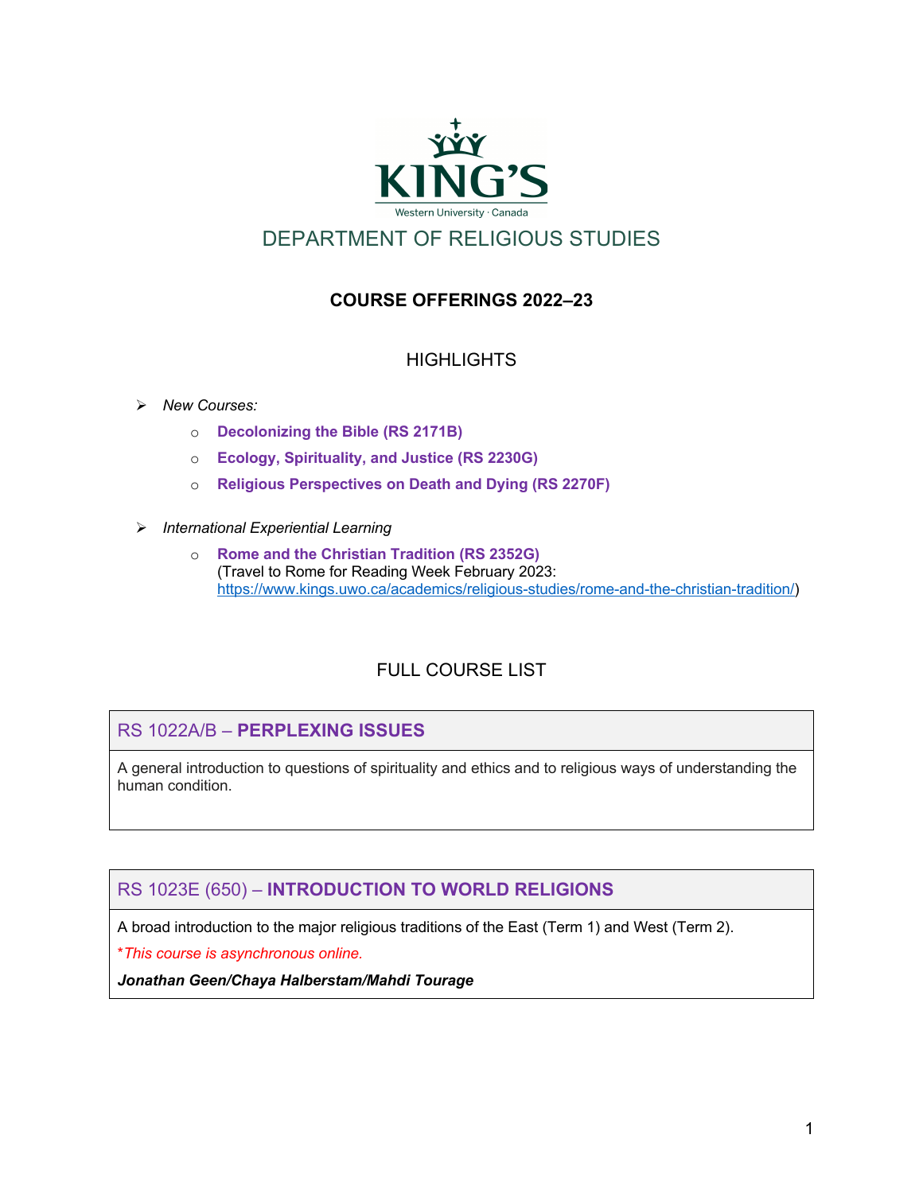KING'S

Western University · Canada

# DEPARTMENT OF RELIGIOUS STUDIES

## COURSE OFFERINGS 2022–23

### HIGHLIGHTS

- *New Courses:*
  - **Decolonizing the Bible (RS 2171B)**
  - **Ecology, Spirituality, and Justice (RS 2230G)**
  - **Religious Perspectives on Death and Dying (RS 2270F)**
- *International Experiential Learning*
  - **Rome and the Christian Tradition (RS 2352G)**
    (Travel to Rome for Reading Week February 2023: https://www.kings.uwo.ca/academics/religious-studies/rome-and-the-christian-tradition/)

### FULL COURSE LIST

#### RS 1022A/B – **PERPLEXING ISSUES**

A general introduction to questions of spirituality and ethics and to religious ways of understanding the human condition.

#### RS 1023E (650) – **INTRODUCTION TO WORLD RELIGIONS**

A broad introduction to the major religious traditions of the East (Term 1) and West (Term 2).

*\*This course is asynchronous online.*

***Jonathan Geen/Chaya Halberstam/Mahdi Tourage***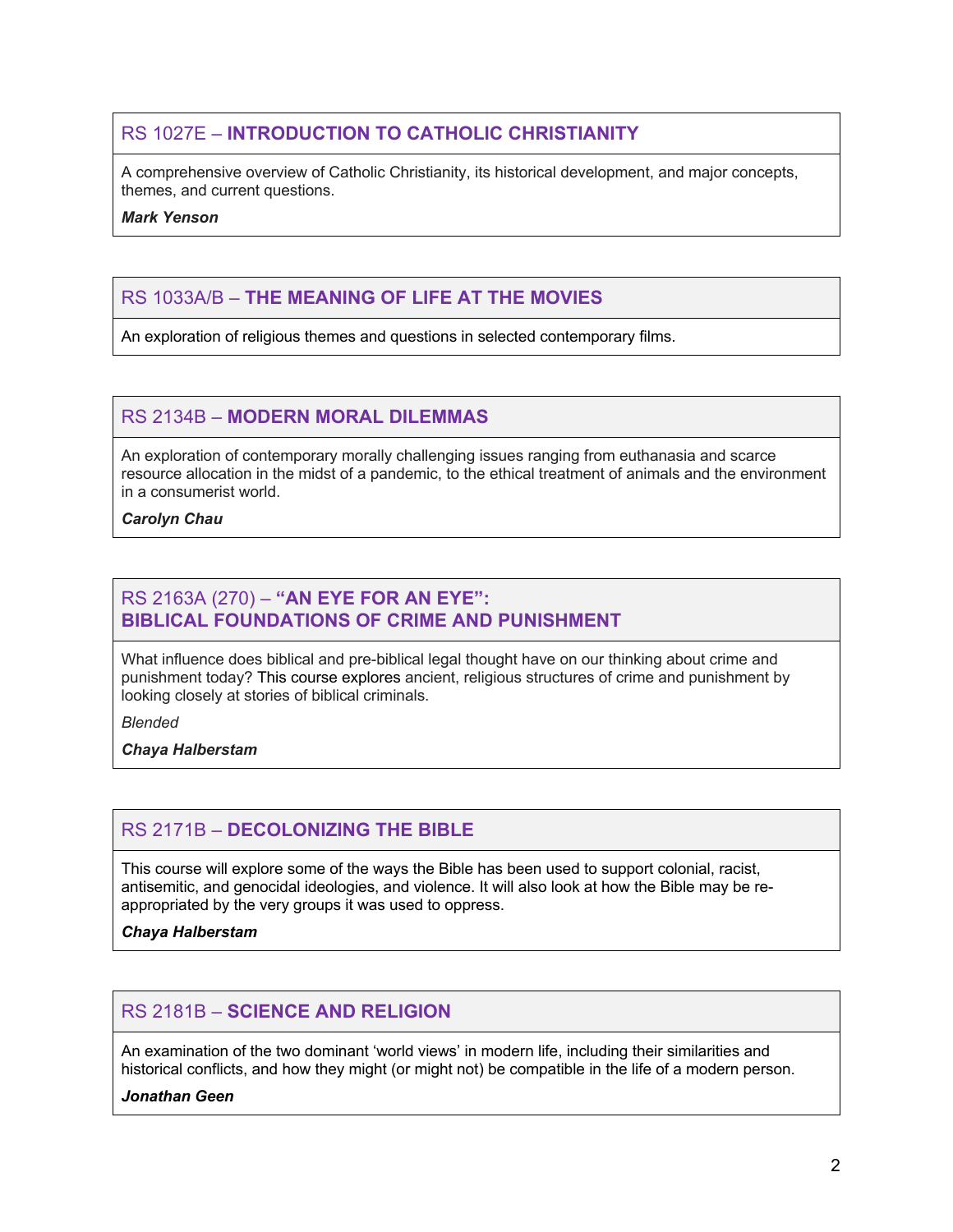## RS 1027E – **INTRODUCTION TO CATHOLIC CHRISTIANITY**

A comprehensive overview of Catholic Christianity, its historical development, and major concepts, themes, and current questions.

***Mark Yenson***

## RS 1033A/B – **THE MEANING OF LIFE AT THE MOVIES**

An exploration of religious themes and questions in selected contemporary films.

## RS 2134B – **MODERN MORAL DILEMMAS**

An exploration of contemporary morally challenging issues ranging from euthanasia and scarce resource allocation in the midst of a pandemic, to the ethical treatment of animals and the environment in a consumerist world.

***Carolyn Chau***

## RS 2163A (270) – **"AN EYE FOR AN EYE": BIBLICAL FOUNDATIONS OF CRIME AND PUNISHMENT**

What influence does biblical and pre-biblical legal thought have on our thinking about crime and punishment today? This course explores ancient, religious structures of crime and punishment by looking closely at stories of biblical criminals.

*Blended*

***Chaya Halberstam***

## RS 2171B – **DECOLONIZING THE BIBLE**

This course will explore some of the ways the Bible has been used to support colonial, racist, antisemitic, and genocidal ideologies, and violence. It will also look at how the Bible may be re-appropriated by the very groups it was used to oppress.

***Chaya Halberstam***

## RS 2181B – **SCIENCE AND RELIGION**

An examination of the two dominant 'world views' in modern life, including their similarities and historical conflicts, and how they might (or might not) be compatible in the life of a modern person.

***Jonathan Geen***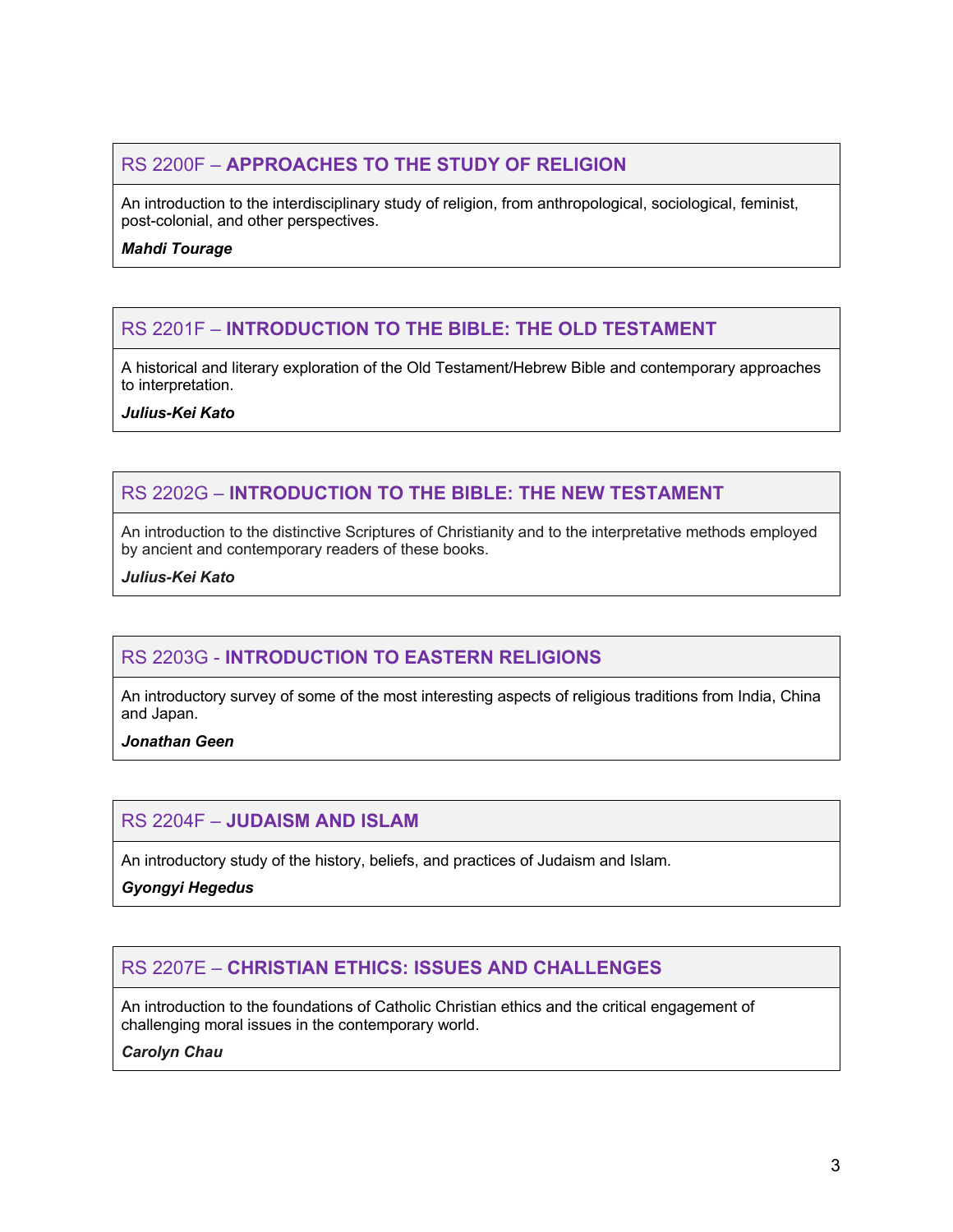### RS 2200F – **APPROACHES TO THE STUDY OF RELIGION**

An introduction to the interdisciplinary study of religion, from anthropological, sociological, feminist, post-colonial, and other perspectives.

***Mahdi Tourage***

### RS 2201F – **INTRODUCTION TO THE BIBLE: THE OLD TESTAMENT**

A historical and literary exploration of the Old Testament/Hebrew Bible and contemporary approaches to interpretation.

***Julius-Kei Kato***

### RS 2202G – **INTRODUCTION TO THE BIBLE: THE NEW TESTAMENT**

An introduction to the distinctive Scriptures of Christianity and to the interpretative methods employed by ancient and contemporary readers of these books.

***Julius-Kei Kato***

### RS 2203G - **INTRODUCTION TO EASTERN RELIGIONS**

An introductory survey of some of the most interesting aspects of religious traditions from India, China and Japan.

***Jonathan Geen***

### RS 2204F – **JUDAISM AND ISLAM**

An introductory study of the history, beliefs, and practices of Judaism and Islam.

***Gyongyi Hegedus***

### RS 2207E – **CHRISTIAN ETHICS: ISSUES AND CHALLENGES**

An introduction to the foundations of Catholic Christian ethics and the critical engagement of challenging moral issues in the contemporary world.

***Carolyn Chau***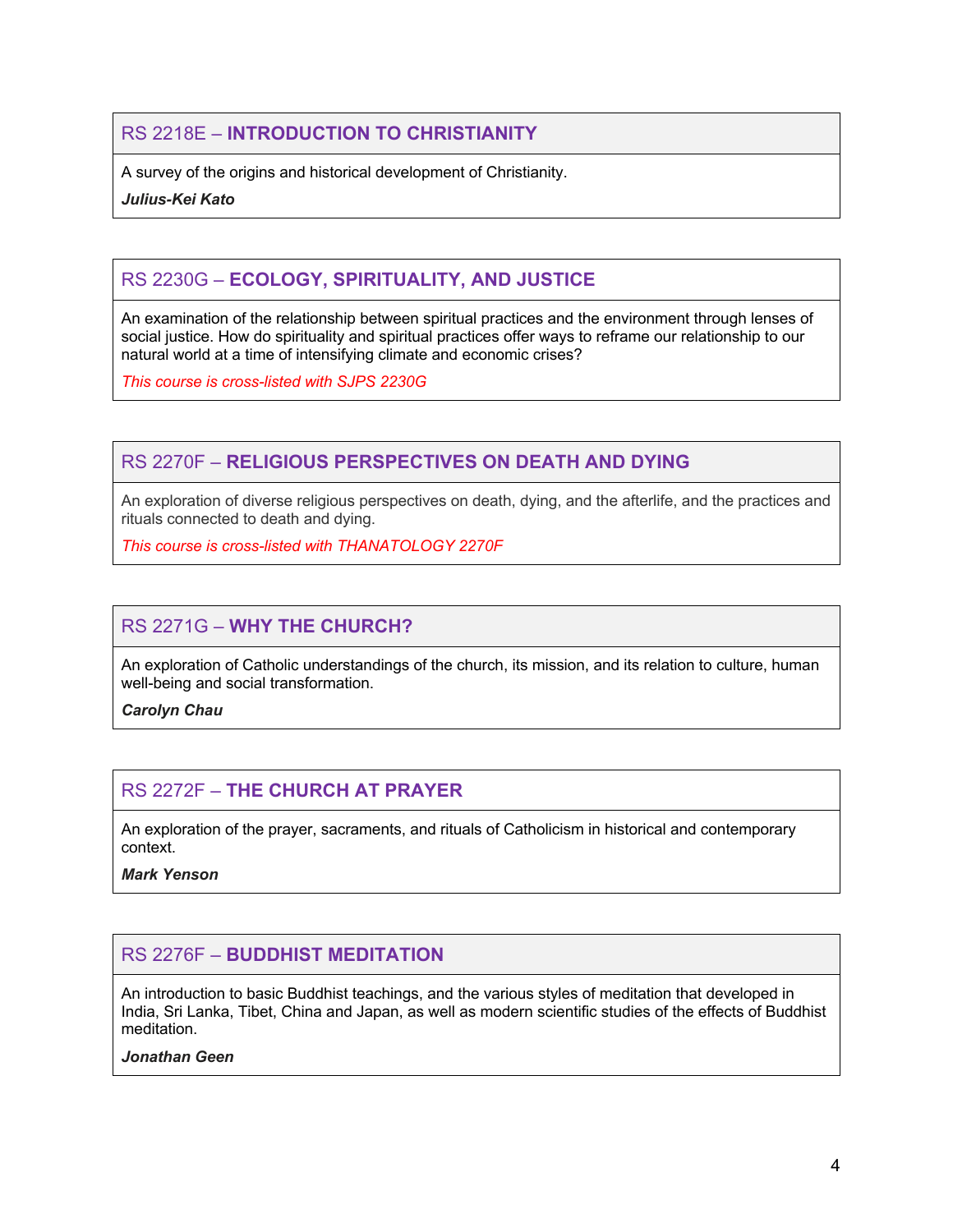## RS 2218E – **INTRODUCTION TO CHRISTIANITY**

A survey of the origins and historical development of Christianity.

***Julius-Kei Kato***

## RS 2230G – **ECOLOGY, SPIRITUALITY, AND JUSTICE**

An examination of the relationship between spiritual practices and the environment through lenses of social justice. How do spirituality and spiritual practices offer ways to reframe our relationship to our natural world at a time of intensifying climate and economic crises?

*This course is cross-listed with SJPS 2230G*

## RS 2270F – **RELIGIOUS PERSPECTIVES ON DEATH AND DYING**

An exploration of diverse religious perspectives on death, dying, and the afterlife, and the practices and rituals connected to death and dying.

*This course is cross-listed with THANATOLOGY 2270F*

## RS 2271G – **WHY THE CHURCH?**

An exploration of Catholic understandings of the church, its mission, and its relation to culture, human well-being and social transformation.

***Carolyn Chau***

## RS 2272F – **THE CHURCH AT PRAYER**

An exploration of the prayer, sacraments, and rituals of Catholicism in historical and contemporary context.

***Mark Yenson***

## RS 2276F – **BUDDHIST MEDITATION**

An introduction to basic Buddhist teachings, and the various styles of meditation that developed in India, Sri Lanka, Tibet, China and Japan, as well as modern scientific studies of the effects of Buddhist meditation.

***Jonathan Geen***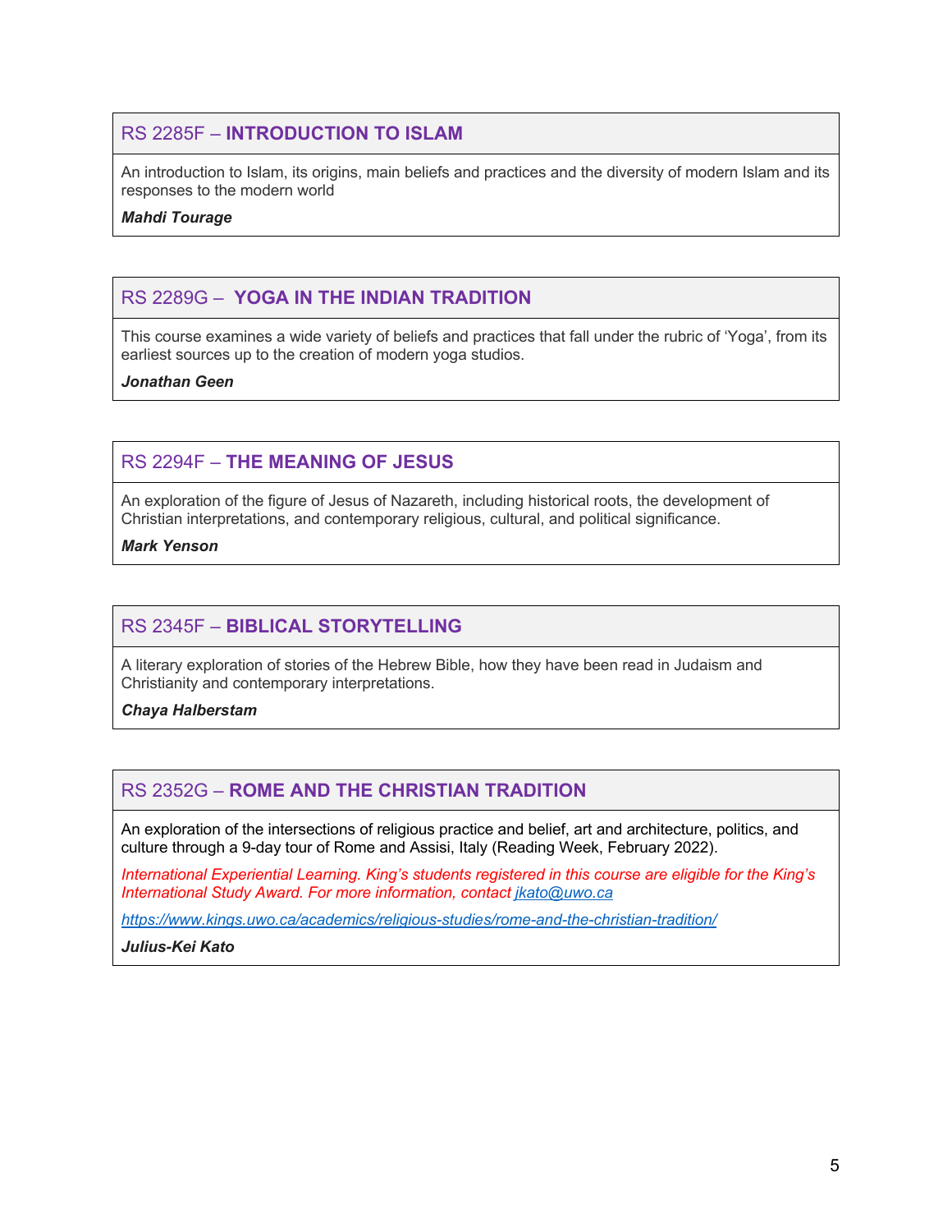### RS 2285F – **INTRODUCTION TO ISLAM**

An introduction to Islam, its origins, main beliefs and practices and the diversity of modern Islam and its responses to the modern world

***Mahdi Tourage***

### RS 2289G – **YOGA IN THE INDIAN TRADITION**

This course examines a wide variety of beliefs and practices that fall under the rubric of 'Yoga', from its earliest sources up to the creation of modern yoga studios.

***Jonathan Geen***

### RS 2294F – **THE MEANING OF JESUS**

An exploration of the figure of Jesus of Nazareth, including historical roots, the development of Christian interpretations, and contemporary religious, cultural, and political significance.

***Mark Yenson***

### RS 2345F – **BIBLICAL STORYTELLING**

A literary exploration of stories of the Hebrew Bible, how they have been read in Judaism and Christianity and contemporary interpretations.

***Chaya Halberstam***

### RS 2352G – **ROME AND THE CHRISTIAN TRADITION**

An exploration of the intersections of religious practice and belief, art and architecture, politics, and culture through a 9-day tour of Rome and Assisi, Italy (Reading Week, February 2022).

*International Experiential Learning. King's students registered in this course are eligible for the King's International Study Award. For more information, contact [jkato@uwo.ca](mailto:jkato@uwo.ca)*

*<https://www.kings.uwo.ca/academics/religious-studies/rome-and-the-christian-tradition/>*

***Julius-Kei Kato***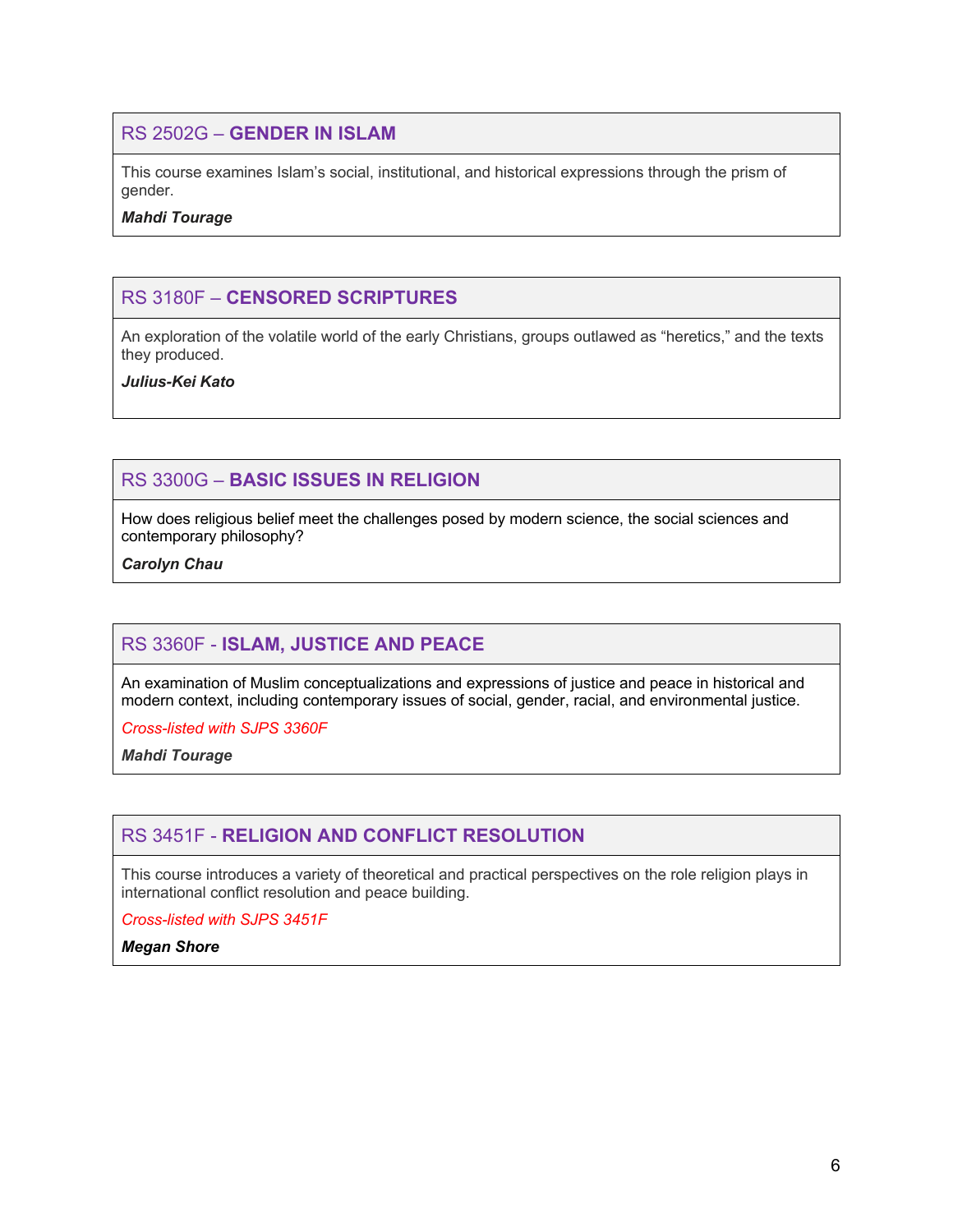### RS 2502G – **GENDER IN ISLAM**

This course examines Islam's social, institutional, and historical expressions through the prism of gender.

***Mahdi Tourage***

### RS 3180F – **CENSORED SCRIPTURES**

An exploration of the volatile world of the early Christians, groups outlawed as "heretics," and the texts they produced.

***Julius-Kei Kato***

### RS 3300G – **BASIC ISSUES IN RELIGION**

How does religious belief meet the challenges posed by modern science, the social sciences and contemporary philosophy?

***Carolyn Chau***

### RS 3360F - **ISLAM, JUSTICE AND PEACE**

An examination of Muslim conceptualizations and expressions of justice and peace in historical and modern context, including contemporary issues of social, gender, racial, and environmental justice.

*Cross-listed with SJPS 3360F*

***Mahdi Tourage***

### RS 3451F - **RELIGION AND CONFLICT RESOLUTION**

This course introduces a variety of theoretical and practical perspectives on the role religion plays in international conflict resolution and peace building.

*Cross-listed with SJPS 3451F*

***Megan Shore***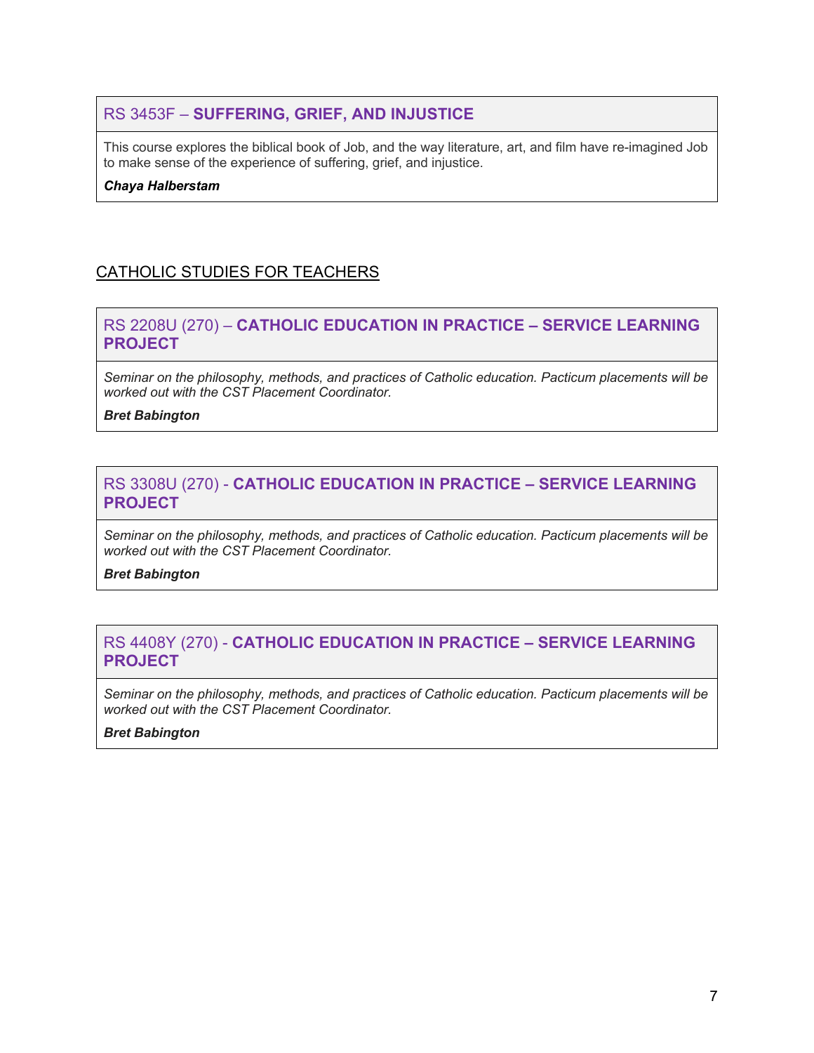### RS 3453F – **SUFFERING, GRIEF, AND INJUSTICE**

This course explores the biblical book of Job, and the way literature, art, and film have re-imagined Job to make sense of the experience of suffering, grief, and injustice.

***Chaya Halberstam***

## CATHOLIC STUDIES FOR TEACHERS

### RS 2208U (270) – **CATHOLIC EDUCATION IN PRACTICE – SERVICE LEARNING PROJECT**

*Seminar on the philosophy, methods, and practices of Catholic education. Pacticum placements will be worked out with the CST Placement Coordinator.*

***Bret Babington***

### RS 3308U (270) - **CATHOLIC EDUCATION IN PRACTICE – SERVICE LEARNING PROJECT**

*Seminar on the philosophy, methods, and practices of Catholic education. Pacticum placements will be worked out with the CST Placement Coordinator.*

***Bret Babington***

### RS 4408Y (270) - **CATHOLIC EDUCATION IN PRACTICE – SERVICE LEARNING PROJECT**

*Seminar on the philosophy, methods, and practices of Catholic education. Pacticum placements will be worked out with the CST Placement Coordinator.*

***Bret Babington***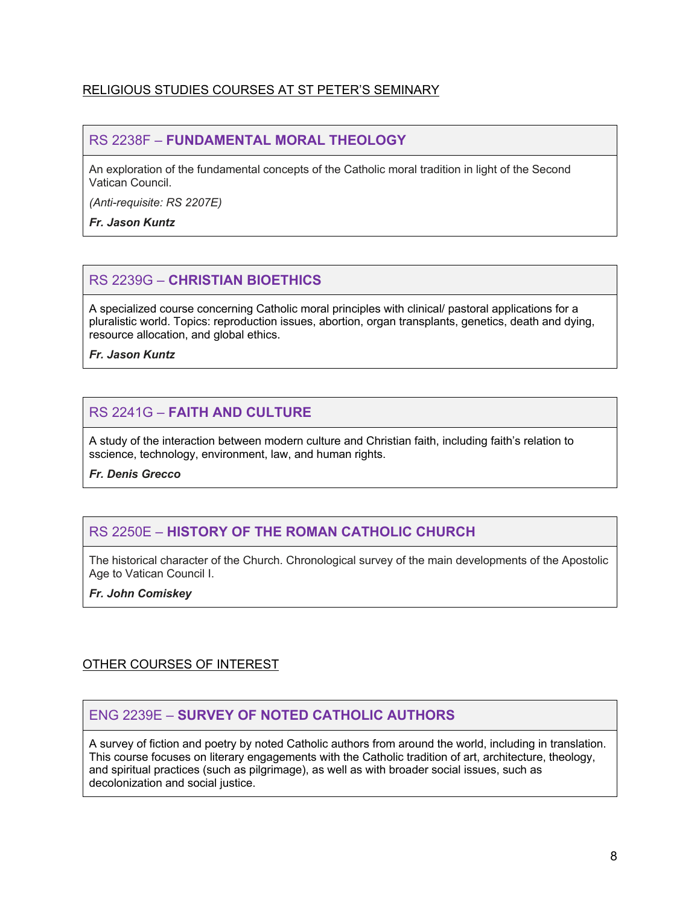## RELIGIOUS STUDIES COURSES AT ST PETER'S SEMINARY

### RS 2238F – **FUNDAMENTAL MORAL THEOLOGY**

An exploration of the fundamental concepts of the Catholic moral tradition in light of the Second Vatican Council.

*(Anti-requisite: RS 2207E)*

***Fr. Jason Kuntz***

### RS 2239G – **CHRISTIAN BIOETHICS**

A specialized course concerning Catholic moral principles with clinical/ pastoral applications for a pluralistic world. Topics: reproduction issues, abortion, organ transplants, genetics, death and dying, resource allocation, and global ethics.

***Fr. Jason Kuntz***

### RS 2241G – **FAITH AND CULTURE**

A study of the interaction between modern culture and Christian faith, including faith's relation to sscience, technology, environment, law, and human rights.

***Fr. Denis Grecco***

### RS 2250E – **HISTORY OF THE ROMAN CATHOLIC CHURCH**

The historical character of the Church. Chronological survey of the main developments of the Apostolic Age to Vatican Council I.

***Fr. John Comiskey***

## OTHER COURSES OF INTEREST

### ENG 2239E – **SURVEY OF NOTED CATHOLIC AUTHORS**

A survey of fiction and poetry by noted Catholic authors from around the world, including in translation. This course focuses on literary engagements with the Catholic tradition of art, architecture, theology, and spiritual practices (such as pilgrimage), as well as with broader social issues, such as decolonization and social justice.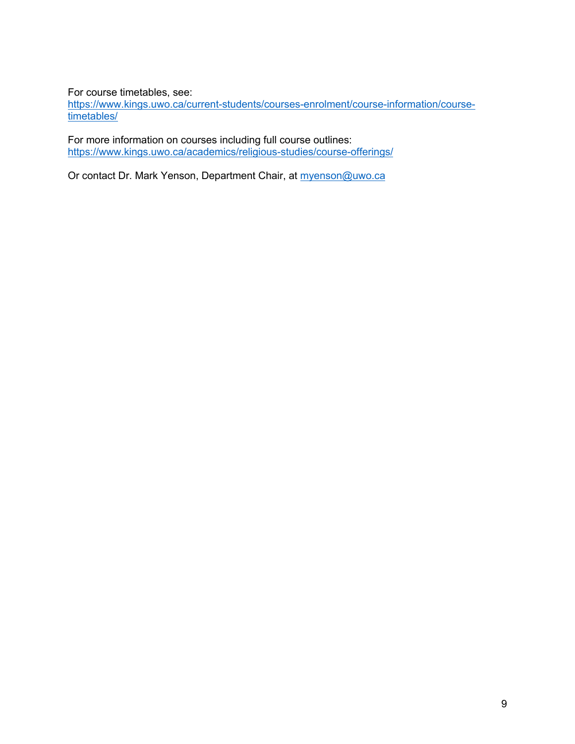For course timetables, see:
https://www.kings.uwo.ca/current-students/courses-enrolment/course-information/course-timetables/

For more information on courses including full course outlines:
https://www.kings.uwo.ca/academics/religious-studies/course-offerings/

Or contact Dr. Mark Yenson, Department Chair, at myenson@uwo.ca